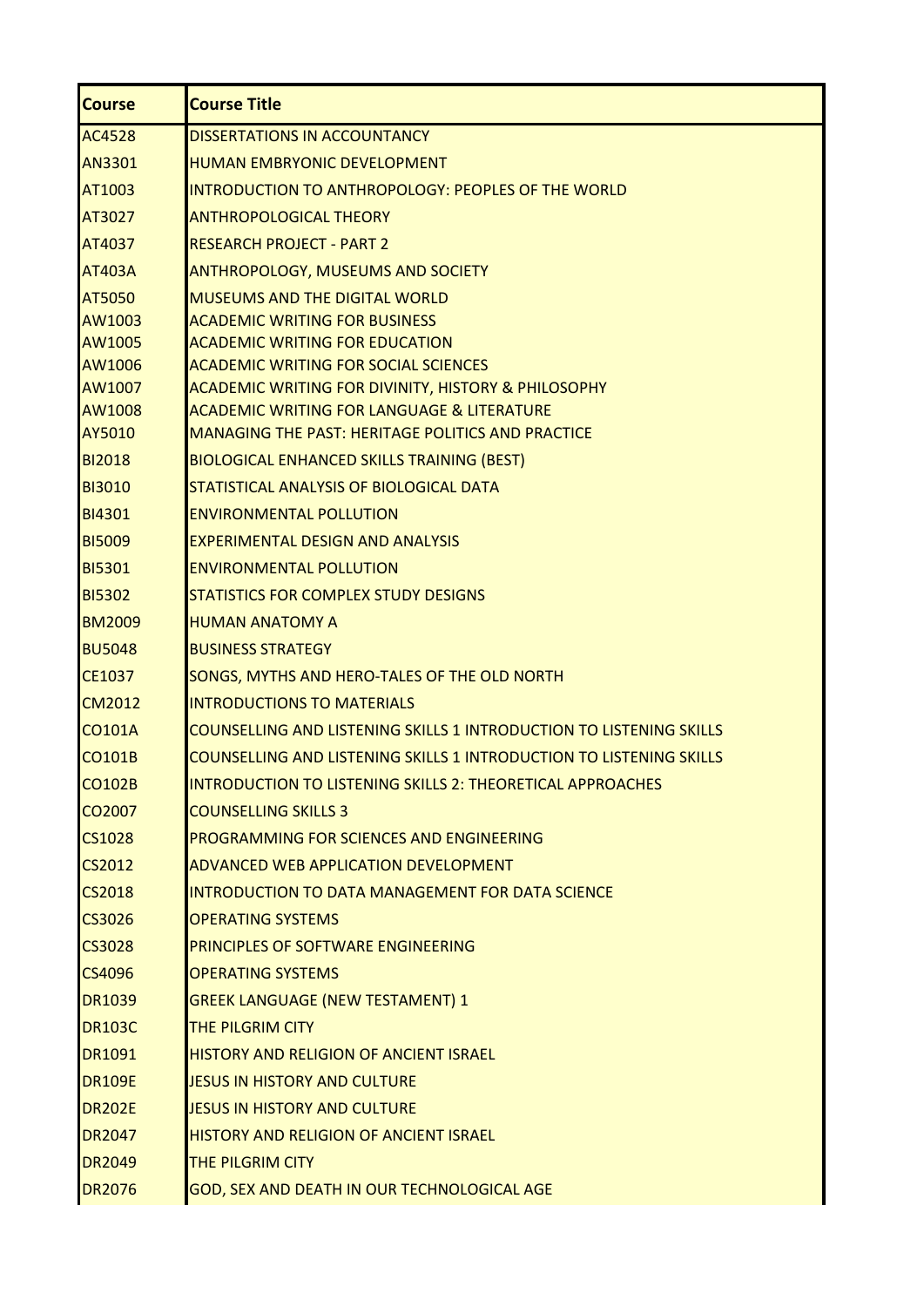| Course | Course Title |
| --- | --- |
| AC4528 | DISSERTATIONS IN ACCOUNTANCY |
| AN3301 | HUMAN EMBRYONIC DEVELOPMENT |
| AT1003 | INTRODUCTION TO ANTHROPOLOGY: PEOPLES OF THE WORLD |
| AT3027 | ANTHROPOLOGICAL THEORY |
| AT4037 | RESEARCH PROJECT - PART 2 |
| AT403A | ANTHROPOLOGY, MUSEUMS AND SOCIETY |
| AT5050 | MUSEUMS AND THE DIGITAL WORLD |
| AW1003 | ACADEMIC WRITING FOR BUSINESS |
| AW1005 | ACADEMIC WRITING FOR EDUCATION |
| AW1006 | ACADEMIC WRITING FOR SOCIAL SCIENCES |
| AW1007 | ACADEMIC WRITING FOR DIVINITY, HISTORY & PHILOSOPHY |
| AW1008 | ACADEMIC WRITING FOR LANGUAGE & LITERATURE |
| AY5010 | MANAGING THE PAST: HERITAGE POLITICS AND PRACTICE |
| BI2018 | BIOLOGICAL ENHANCED SKILLS TRAINING (BEST) |
| BI3010 | STATISTICAL ANALYSIS OF BIOLOGICAL DATA |
| BI4301 | ENVIRONMENTAL POLLUTION |
| BI5009 | EXPERIMENTAL DESIGN AND ANALYSIS |
| BI5301 | ENVIRONMENTAL POLLUTION |
| BI5302 | STATISTICS FOR COMPLEX STUDY DESIGNS |
| BM2009 | HUMAN ANATOMY A |
| BU5048 | BUSINESS STRATEGY |
| CE1037 | SONGS, MYTHS AND HERO-TALES OF THE OLD NORTH |
| CM2012 | INTRODUCTIONS TO MATERIALS |
| CO101A | COUNSELLING AND LISTENING SKILLS 1 INTRODUCTION TO LISTENING SKILLS |
| CO101B | COUNSELLING AND LISTENING SKILLS 1 INTRODUCTION TO LISTENING SKILLS |
| CO102B | INTRODUCTION TO LISTENING SKILLS 2: THEORETICAL APPROACHES |
| CO2007 | COUNSELLING SKILLS 3 |
| CS1028 | PROGRAMMING FOR SCIENCES AND ENGINEERING |
| CS2012 | ADVANCED WEB APPLICATION DEVELOPMENT |
| CS2018 | INTRODUCTION TO DATA MANAGEMENT FOR DATA SCIENCE |
| CS3026 | OPERATING SYSTEMS |
| CS3028 | PRINCIPLES OF SOFTWARE ENGINEERING |
| CS4096 | OPERATING SYSTEMS |
| DR1039 | GREEK LANGUAGE (NEW TESTAMENT) 1 |
| DR103C | THE PILGRIM CITY |
| DR1091 | HISTORY AND RELIGION OF ANCIENT ISRAEL |
| DR109E | JESUS IN HISTORY AND CULTURE |
| DR202E | JESUS IN HISTORY AND CULTURE |
| DR2047 | HISTORY AND RELIGION OF ANCIENT ISRAEL |
| DR2049 | THE PILGRIM CITY |
| DR2076 | GOD, SEX AND DEATH IN OUR TECHNOLOGICAL AGE |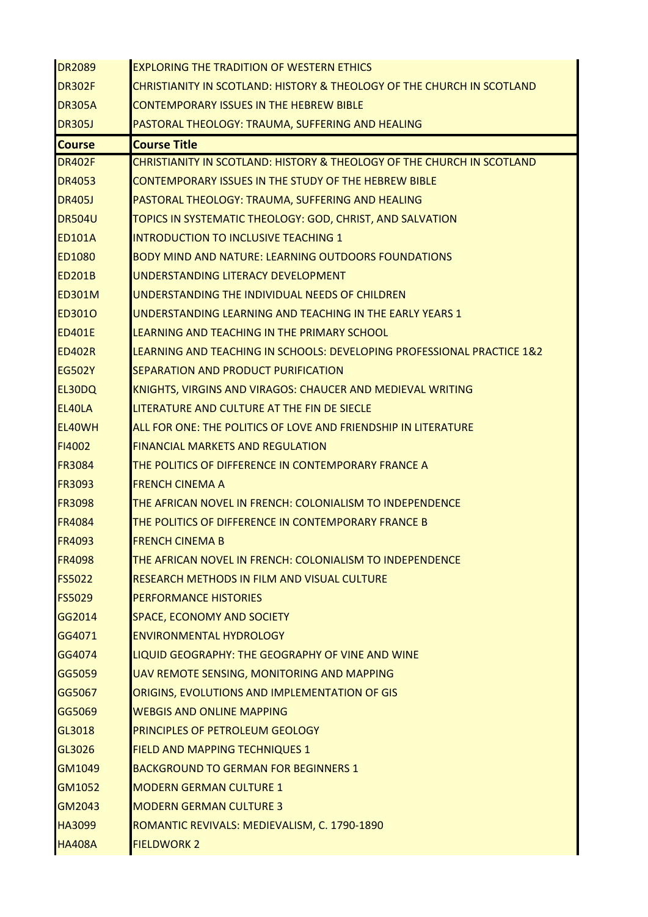| | |
|---|---|
| DR2089 | EXPLORING THE TRADITION OF WESTERN ETHICS |
| DR302F | CHRISTIANITY IN SCOTLAND: HISTORY & THEOLOGY OF THE CHURCH IN SCOTLAND |
| DR305A | CONTEMPORARY ISSUES IN THE HEBREW BIBLE |
| DR305J | PASTORAL THEOLOGY: TRAUMA, SUFFERING AND HEALING |

| Course | Course Title |
|---|---|
| DR402F | CHRISTIANITY IN SCOTLAND: HISTORY & THEOLOGY OF THE CHURCH IN SCOTLAND |
| DR4053 | CONTEMPORARY ISSUES IN THE STUDY OF THE HEBREW BIBLE |
| DR405J | PASTORAL THEOLOGY: TRAUMA, SUFFERING AND HEALING |
| DR504U | TOPICS IN SYSTEMATIC THEOLOGY: GOD, CHRIST, AND SALVATION |
| ED101A | INTRODUCTION TO INCLUSIVE TEACHING 1 |
| ED1080 | BODY MIND AND NATURE: LEARNING OUTDOORS FOUNDATIONS |
| ED201B | UNDERSTANDING LITERACY DEVELOPMENT |
| ED301M | UNDERSTANDING THE INDIVIDUAL NEEDS OF CHILDREN |
| ED301O | UNDERSTANDING LEARNING AND TEACHING IN THE EARLY YEARS 1 |
| ED401E | LEARNING AND TEACHING IN THE PRIMARY SCHOOL |
| ED402R | LEARNING AND TEACHING IN SCHOOLS: DEVELOPING PROFESSIONAL PRACTICE 1&2 |
| EG502Y | SEPARATION AND PRODUCT PURIFICATION |
| EL30DQ | KNIGHTS, VIRGINS AND VIRAGOS: CHAUCER AND MEDIEVAL WRITING |
| EL40LA | LITERATURE AND CULTURE AT THE FIN DE SIECLE |
| EL40WH | ALL FOR ONE: THE POLITICS OF LOVE AND FRIENDSHIP IN LITERATURE |
| FI4002 | FINANCIAL MARKETS AND REGULATION |
| FR3084 | THE POLITICS OF DIFFERENCE IN CONTEMPORARY FRANCE A |
| FR3093 | FRENCH CINEMA A |
| FR3098 | THE AFRICAN NOVEL IN FRENCH: COLONIALISM TO INDEPENDENCE |
| FR4084 | THE POLITICS OF DIFFERENCE IN CONTEMPORARY FRANCE B |
| FR4093 | FRENCH CINEMA B |
| FR4098 | THE AFRICAN NOVEL IN FRENCH: COLONIALISM TO INDEPENDENCE |
| FS5022 | RESEARCH METHODS IN FILM AND VISUAL CULTURE |
| FS5029 | PERFORMANCE HISTORIES |
| GG2014 | SPACE, ECONOMY AND SOCIETY |
| GG4071 | ENVIRONMENTAL HYDROLOGY |
| GG4074 | LIQUID GEOGRAPHY: THE GEOGRAPHY OF VINE AND WINE |
| GG5059 | UAV REMOTE SENSING, MONITORING AND MAPPING |
| GG5067 | ORIGINS, EVOLUTIONS AND IMPLEMENTATION OF GIS |
| GG5069 | WEBGIS AND ONLINE MAPPING |
| GL3018 | PRINCIPLES OF PETROLEUM GEOLOGY |
| GL3026 | FIELD AND MAPPING TECHNIQUES 1 |
| GM1049 | BACKGROUND TO GERMAN FOR BEGINNERS 1 |
| GM1052 | MODERN GERMAN CULTURE 1 |
| GM2043 | MODERN GERMAN CULTURE 3 |
| HA3099 | ROMANTIC REVIVALS: MEDIEVALISM, C. 1790-1890 |
| HA408A | FIELDWORK 2 |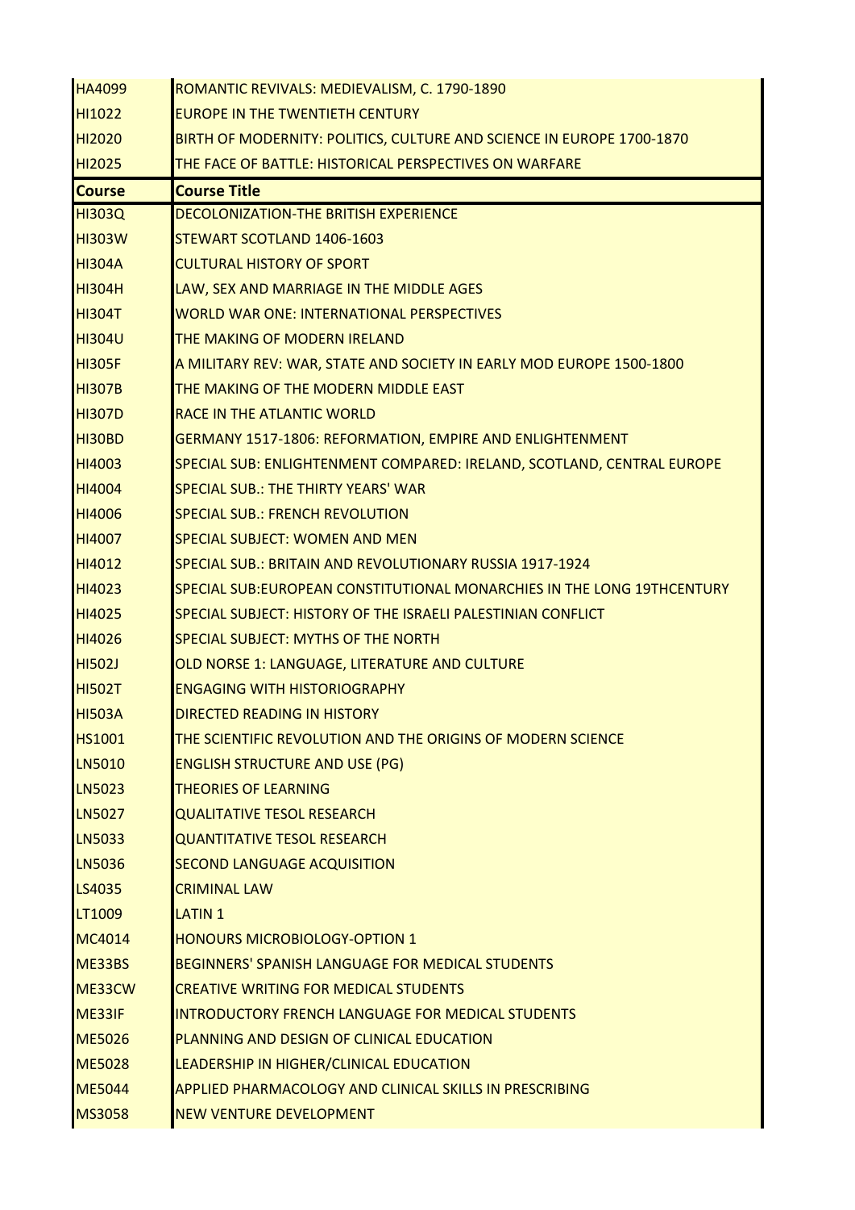| Course | Course Title |
|---|---|
| HA4099 | ROMANTIC REVIVALS: MEDIEVALISM, C. 1790-1890 |
| HI1022 | EUROPE IN THE TWENTIETH CENTURY |
| HI2020 | BIRTH OF MODERNITY: POLITICS, CULTURE AND SCIENCE IN EUROPE 1700-1870 |
| HI2025 | THE FACE OF BATTLE: HISTORICAL PERSPECTIVES ON WARFARE |
| HI303Q | DECOLONIZATION-THE BRITISH EXPERIENCE |
| HI303W | STEWART SCOTLAND 1406-1603 |
| HI304A | CULTURAL HISTORY OF SPORT |
| HI304H | LAW, SEX AND MARRIAGE IN THE MIDDLE AGES |
| HI304T | WORLD WAR ONE: INTERNATIONAL PERSPECTIVES |
| HI304U | THE MAKING OF MODERN IRELAND |
| HI305F | A MILITARY REV: WAR, STATE AND SOCIETY IN EARLY MOD EUROPE 1500-1800 |
| HI307B | THE MAKING OF THE MODERN MIDDLE EAST |
| HI307D | RACE IN THE ATLANTIC WORLD |
| HI30BD | GERMANY 1517-1806: REFORMATION, EMPIRE AND ENLIGHTENMENT |
| HI4003 | SPECIAL SUB: ENLIGHTENMENT COMPARED: IRELAND, SCOTLAND, CENTRAL EUROPE |
| HI4004 | SPECIAL SUB.: THE THIRTY YEARS' WAR |
| HI4006 | SPECIAL SUB.: FRENCH REVOLUTION |
| HI4007 | SPECIAL SUBJECT: WOMEN AND MEN |
| HI4012 | SPECIAL SUB.: BRITAIN AND REVOLUTIONARY RUSSIA 1917-1924 |
| HI4023 | SPECIAL SUB:EUROPEAN CONSTITUTIONAL MONARCHIES IN THE LONG 19THCENTURY |
| HI4025 | SPECIAL SUBJECT: HISTORY OF THE ISRAELI PALESTINIAN CONFLICT |
| HI4026 | SPECIAL SUBJECT: MYTHS OF THE NORTH |
| HI502J | OLD NORSE 1: LANGUAGE, LITERATURE AND CULTURE |
| HI502T | ENGAGING WITH HISTORIOGRAPHY |
| HI503A | DIRECTED READING IN HISTORY |
| HS1001 | THE SCIENTIFIC REVOLUTION AND THE ORIGINS OF MODERN SCIENCE |
| LN5010 | ENGLISH STRUCTURE AND USE (PG) |
| LN5023 | THEORIES OF LEARNING |
| LN5027 | QUALITATIVE TESOL RESEARCH |
| LN5033 | QUANTITATIVE TESOL RESEARCH |
| LN5036 | SECOND LANGUAGE ACQUISITION |
| LS4035 | CRIMINAL LAW |
| LT1009 | LATIN 1 |
| MC4014 | HONOURS MICROBIOLOGY-OPTION 1 |
| ME33BS | BEGINNERS' SPANISH LANGUAGE FOR MEDICAL STUDENTS |
| ME33CW | CREATIVE WRITING FOR MEDICAL STUDENTS |
| ME33IF | INTRODUCTORY FRENCH LANGUAGE FOR MEDICAL STUDENTS |
| ME5026 | PLANNING AND DESIGN OF CLINICAL EDUCATION |
| ME5028 | LEADERSHIP IN HIGHER/CLINICAL EDUCATION |
| ME5044 | APPLIED PHARMACOLOGY AND CLINICAL SKILLS IN PRESCRIBING |
| MS3058 | NEW VENTURE DEVELOPMENT |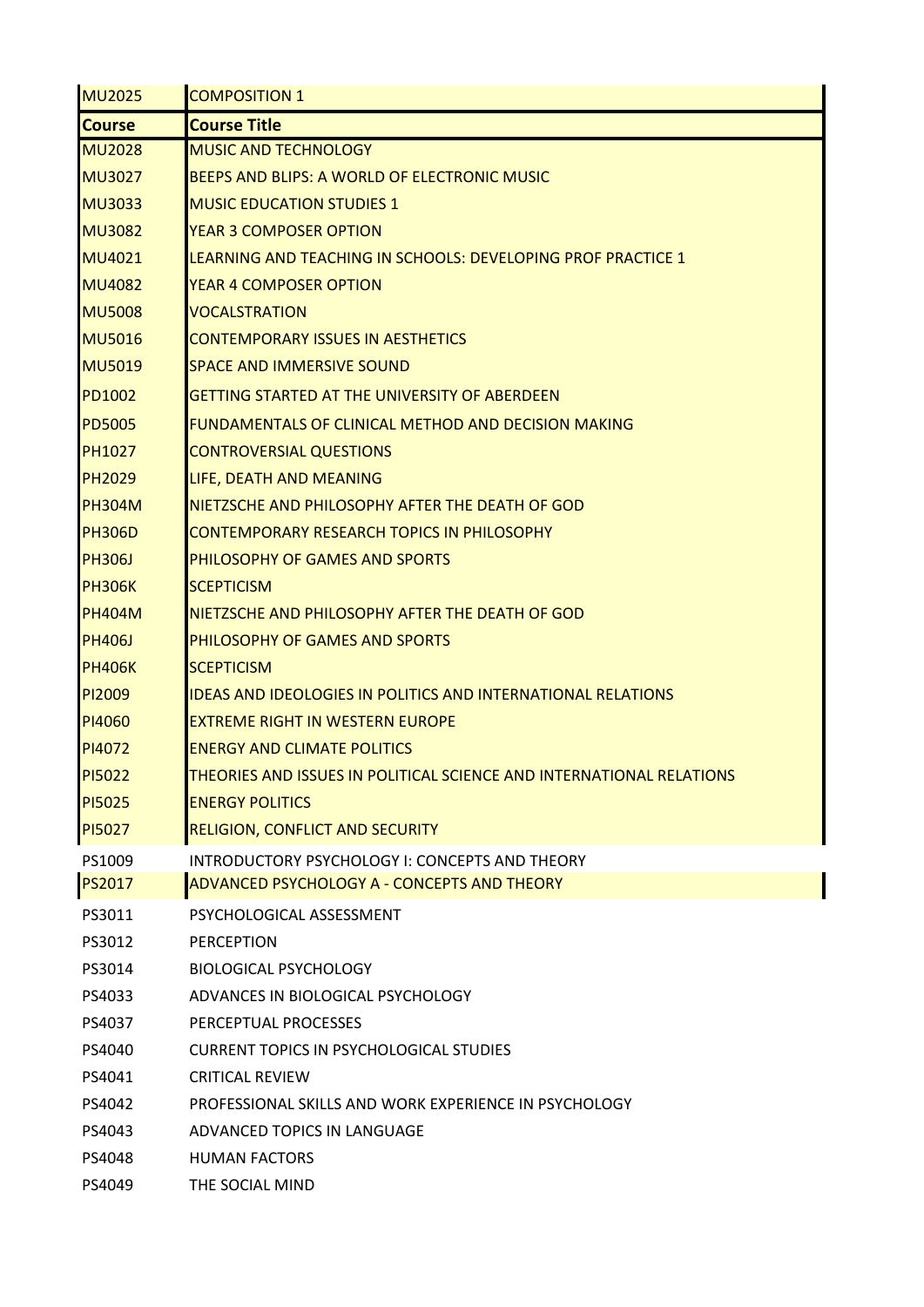| Course | Course Title |
| --- | --- |
| MU2025 | COMPOSITION 1 |
| MU2028 | MUSIC AND TECHNOLOGY |
| MU3027 | BEEPS AND BLIPS: A WORLD OF ELECTRONIC MUSIC |
| MU3033 | MUSIC EDUCATION STUDIES 1 |
| MU3082 | YEAR 3 COMPOSER OPTION |
| MU4021 | LEARNING AND TEACHING IN SCHOOLS: DEVELOPING PROF PRACTICE 1 |
| MU4082 | YEAR 4 COMPOSER OPTION |
| MU5008 | VOCALSTRATION |
| MU5016 | CONTEMPORARY ISSUES IN AESTHETICS |
| MU5019 | SPACE AND IMMERSIVE SOUND |
| PD1002 | GETTING STARTED AT THE UNIVERSITY OF ABERDEEN |
| PD5005 | FUNDAMENTALS OF CLINICAL METHOD AND DECISION MAKING |
| PH1027 | CONTROVERSIAL QUESTIONS |
| PH2029 | LIFE, DEATH AND MEANING |
| PH304M | NIETZSCHE AND PHILOSOPHY AFTER THE DEATH OF GOD |
| PH306D | CONTEMPORARY RESEARCH TOPICS IN PHILOSOPHY |
| PH306J | PHILOSOPHY OF GAMES AND SPORTS |
| PH306K | SCEPTICISM |
| PH404M | NIETZSCHE AND PHILOSOPHY AFTER THE DEATH OF GOD |
| PH406J | PHILOSOPHY OF GAMES AND SPORTS |
| PH406K | SCEPTICISM |
| PI2009 | IDEAS AND IDEOLOGIES IN POLITICS AND INTERNATIONAL RELATIONS |
| PI4060 | EXTREME RIGHT IN WESTERN EUROPE |
| PI4072 | ENERGY AND CLIMATE POLITICS |
| PI5022 | THEORIES AND ISSUES IN POLITICAL SCIENCE AND INTERNATIONAL RELATIONS |
| PI5025 | ENERGY POLITICS |
| PI5027 | RELIGION, CONFLICT AND SECURITY |
| PS1009 | INTRODUCTORY PSYCHOLOGY I: CONCEPTS AND THEORY |
| PS2017 | ADVANCED PSYCHOLOGY A - CONCEPTS AND THEORY |
| PS3011 | PSYCHOLOGICAL ASSESSMENT |
| PS3012 | PERCEPTION |
| PS3014 | BIOLOGICAL PSYCHOLOGY |
| PS4033 | ADVANCES IN BIOLOGICAL PSYCHOLOGY |
| PS4037 | PERCEPTUAL PROCESSES |
| PS4040 | CURRENT TOPICS IN PSYCHOLOGICAL STUDIES |
| PS4041 | CRITICAL REVIEW |
| PS4042 | PROFESSIONAL SKILLS AND WORK EXPERIENCE IN PSYCHOLOGY |
| PS4043 | ADVANCED TOPICS IN LANGUAGE |
| PS4048 | HUMAN FACTORS |
| PS4049 | THE SOCIAL MIND |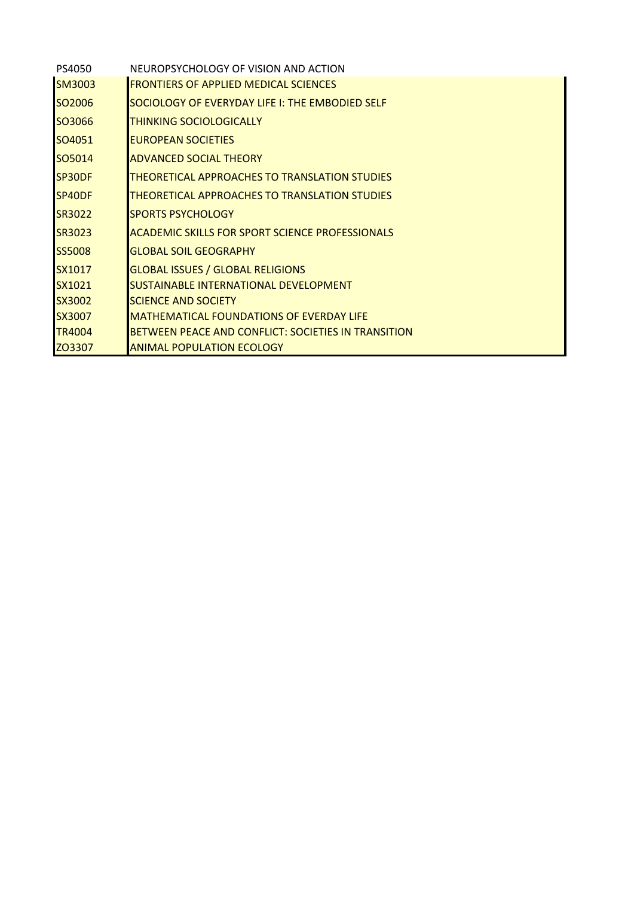| | |
|---|---|
| PS4050 | NEUROPSYCHOLOGY OF VISION AND ACTION |
| SM3003 | FRONTIERS OF APPLIED MEDICAL SCIENCES |
| SO2006 | SOCIOLOGY OF EVERYDAY LIFE I: THE EMBODIED SELF |
| SO3066 | THINKING SOCIOLOGICALLY |
| SO4051 | EUROPEAN SOCIETIES |
| SO5014 | ADVANCED SOCIAL THEORY |
| SP30DF | THEORETICAL APPROACHES TO TRANSLATION STUDIES |
| SP40DF | THEORETICAL APPROACHES TO TRANSLATION STUDIES |
| SR3022 | SPORTS PSYCHOLOGY |
| SR3023 | ACADEMIC SKILLS FOR SPORT SCIENCE PROFESSIONALS |
| SS5008 | GLOBAL SOIL GEOGRAPHY |
| SX1017 | GLOBAL ISSUES / GLOBAL RELIGIONS |
| SX1021 | SUSTAINABLE INTERNATIONAL DEVELOPMENT |
| SX3002 | SCIENCE AND SOCIETY |
| SX3007 | MATHEMATICAL FOUNDATIONS OF EVERDAY LIFE |
| TR4004 | BETWEEN PEACE AND CONFLICT: SOCIETIES IN TRANSITION |
| ZO3307 | ANIMAL POPULATION ECOLOGY |